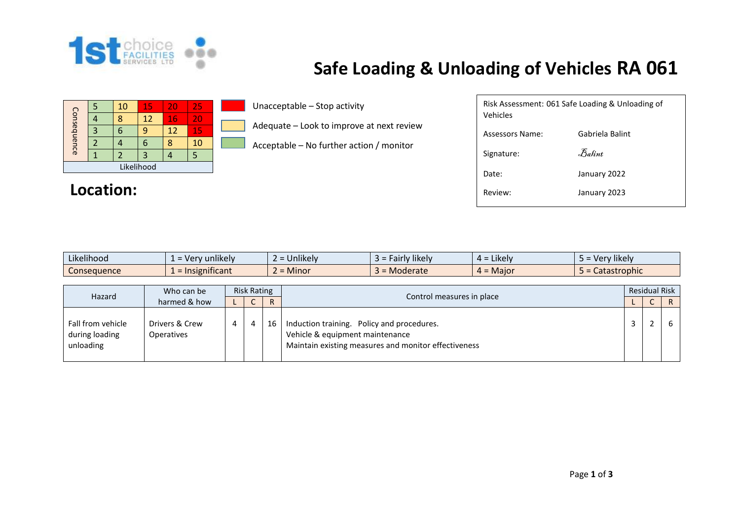1st choice FACILITIES SERVICES LTD

# Safe Loading & Unloading of Vehicles RA 061

| Consequence | | | | | |
|---|---|---|---|---|---|
| | 5 | 10 | 15 | 20 | 25 |
| | 4 | 8 | 12 | 16 | 20 |
| | 3 | 6 | 9 | 12 | 15 |
| | 2 | 4 | 6 | 8 | 10 |
| | 1 | 2 | 3 | 4 | 5 |
| | Likelihood | | | | |

- Unacceptable – Stop activity
- Adequate – Look to improve at next review
- Acceptable – No further action / monitor

| | |
|---|---|
| Risk Assessment: 061 Safe Loading & Unloading of Vehicles | |
| Assessors Name: | Gabriela Balint |
| Signature: | *Balint* |
| Date: | January 2022 |
| Review: | January 2023 |

## Location:

| Likelihood | 1 = Very unlikely | 2 = Unlikely | 3 = Fairly likely | 4 = Likely | 5 = Very likely |
|---|---|---|---|---|---|
| Consequence | 1 = Insignificant | 2 = Minor | 3 = Moderate | 4 = Major | 5 = Catastrophic |

| Hazard | Who can be harmed & how | Risk Rating | | | Control measures in place | Residual Risk | | |
|---|---|---|---|---|---|---|---|---|
| | | L | C | R | | L | C | R |
| Fall from vehicle during loading unloading | Drivers & Crew Operatives | 4 | 4 | 16 | Induction training. Policy and procedures.<br>Vehicle & equipment maintenance<br>Maintain existing measures and monitor effectiveness | 3 | 2 | 6 |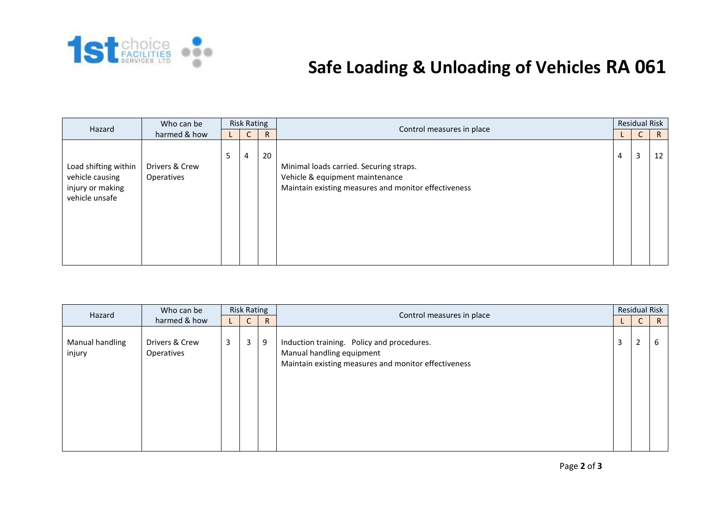# Safe Loading & Unloading of Vehicles RA 061

| Hazard | Who can be harmed & how | Risk Rating | | | Control measures in place | Residual Risk | | |
|---|---|---|---|---|---|---|---|---|
| | | L | C | R | | L | C | R |
| Load shifting within vehicle causing injury or making vehicle unsafe | Drivers & Crew Operatives | 5 | 4 | 20 | Minimal loads carried. Securing straps.<br>Vehicle & equipment maintenance<br>Maintain existing measures and monitor effectiveness | 4 | 3 | 12 |

| Hazard | Who can be harmed & how | Risk Rating | | | Control measures in place | Residual Risk | | |
|---|---|---|---|---|---|---|---|---|
| | | L | C | R | | L | C | R |
| Manual handling injury | Drivers & Crew Operatives | 3 | 3 | 9 | Induction training. Policy and procedures.<br>Manual handling equipment<br>Maintain existing measures and monitor effectiveness | 3 | 2 | 6 |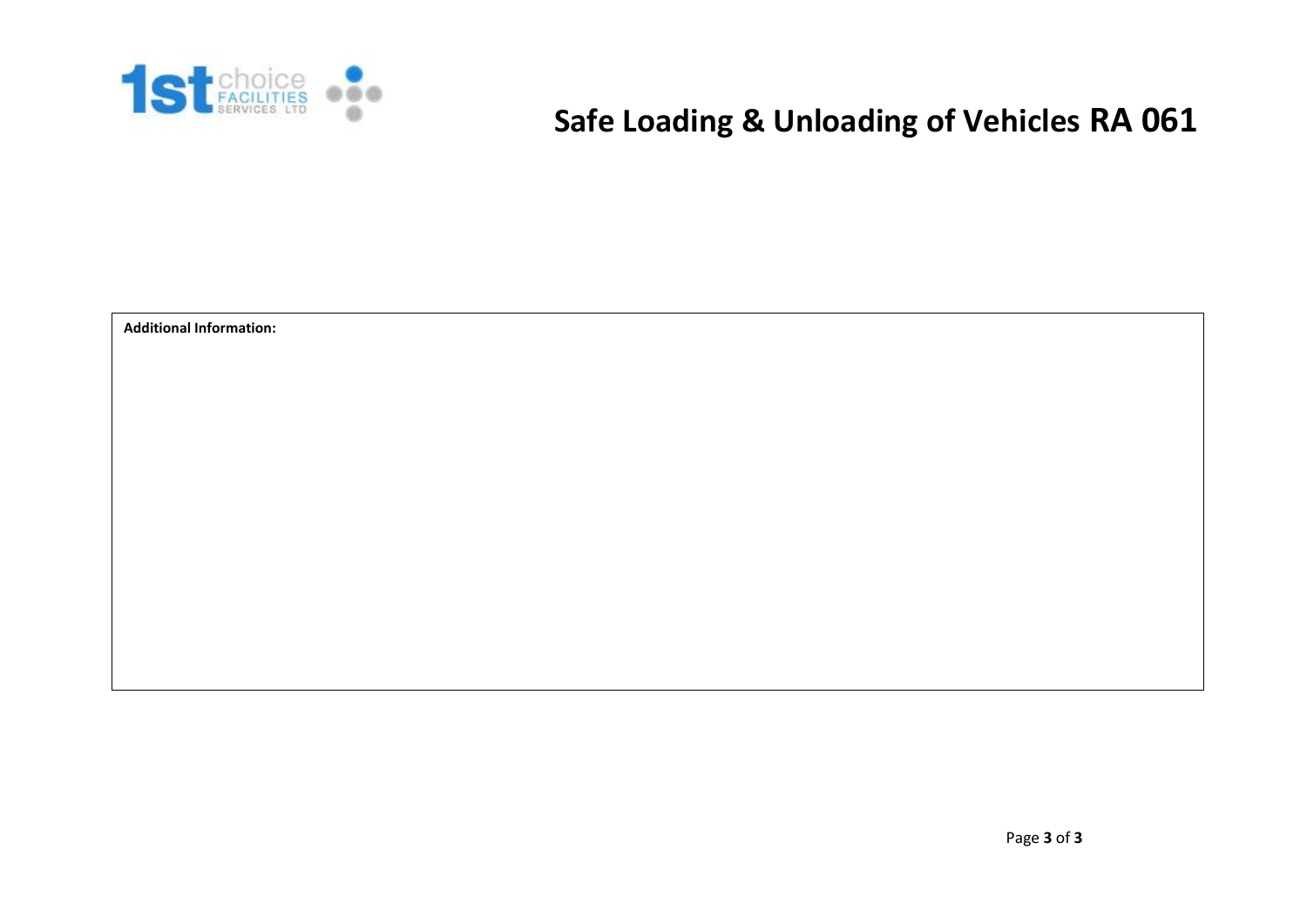# Safe Loading & Unloading of Vehicles RA 061

| **Additional Information:** |
| --- |
| |